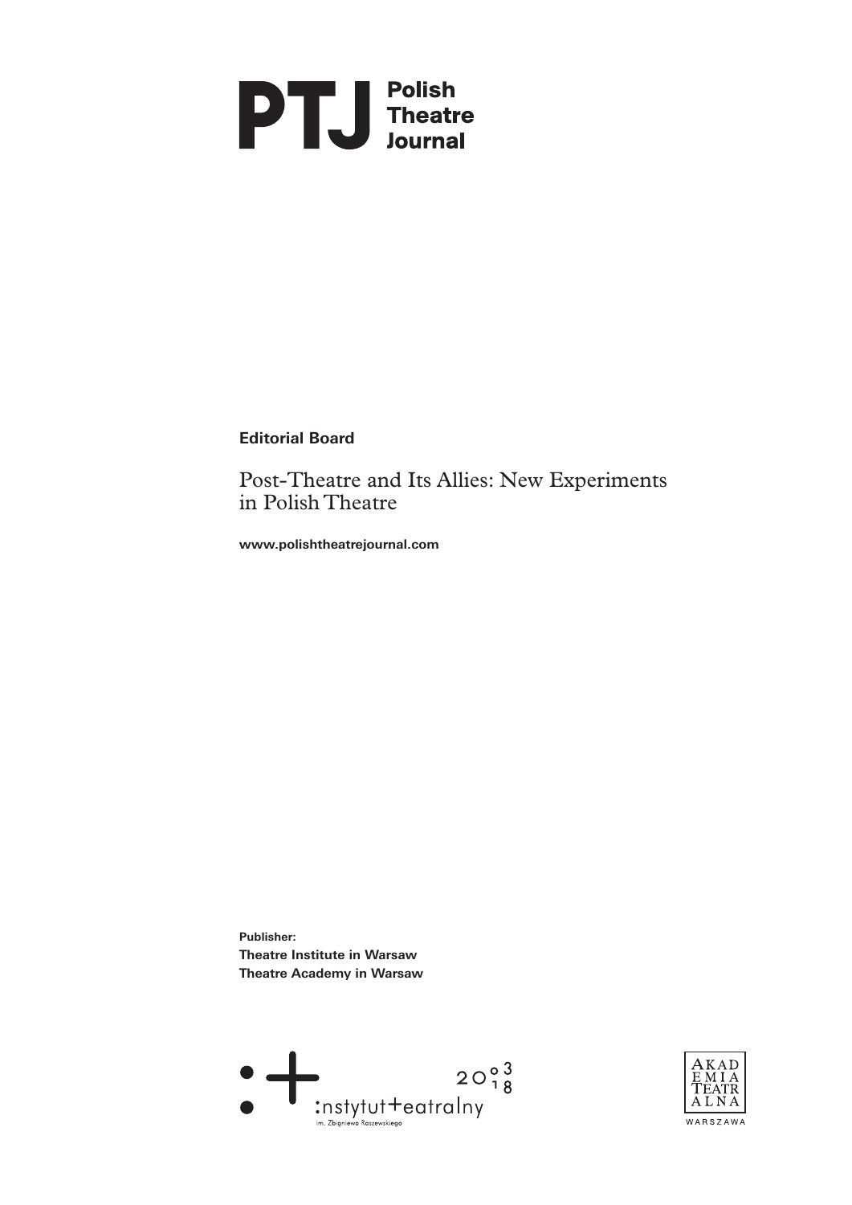# PTJ Polish Theatre Journal

**Editorial Board**

## Post-Theatre and Its Allies: New Experiments in Polish Theatre

**www.polishtheatrejournal.com**

**Publisher:**
**Theatre Institute in Warsaw**
**Theatre Academy in Warsaw**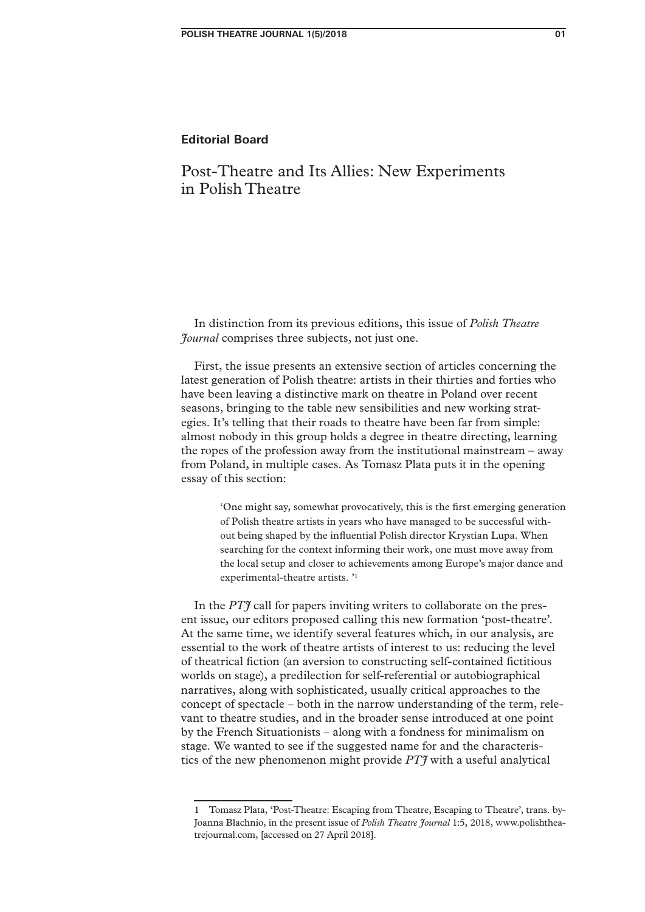**Editorial Board**

# Post-Theatre and Its Allies: New Experiments in Polish Theatre

In distinction from its previous editions, this issue of *Polish Theatre Journal* comprises three subjects, not just one.

First, the issue presents an extensive section of articles concerning the latest generation of Polish theatre: artists in their thirties and forties who have been leaving a distinctive mark on theatre in Poland over recent seasons, bringing to the table new sensibilities and new working strategies. It's telling that their roads to theatre have been far from simple: almost nobody in this group holds a degree in theatre directing, learning the ropes of the profession away from the institutional mainstream – away from Poland, in multiple cases. As Tomasz Plata puts it in the opening essay of this section:

> 'One might say, somewhat provocatively, this is the first emerging generation of Polish theatre artists in years who have managed to be successful without being shaped by the influential Polish director Krystian Lupa. When searching for the context informing their work, one must move away from the local setup and closer to achievements among Europe's major dance and experimental-theatre artists. '[1]

In the *PTJ* call for papers inviting writers to collaborate on the present issue, our editors proposed calling this new formation 'post-theatre'. At the same time, we identify several features which, in our analysis, are essential to the work of theatre artists of interest to us: reducing the level of theatrical fiction (an aversion to constructing self-contained fictitious worlds on stage), a predilection for self-referential or autobiographical narratives, along with sophisticated, usually critical approaches to the concept of spectacle – both in the narrow understanding of the term, relevant to theatre studies, and in the broader sense introduced at one point by the French Situationists – along with a fondness for minimalism on stage. We wanted to see if the suggested name for and the characteristics of the new phenomenon might provide *PTJ* with a useful analytical

---

1 Tomasz Plata, 'Post-Theatre: Escaping from Theatre, Escaping to Theatre', trans. by-Joanna Błachnio, in the present issue of *Polish Theatre Journal* 1:5, 2018, www.polishtheatrejournal.com, [accessed on 27 April 2018].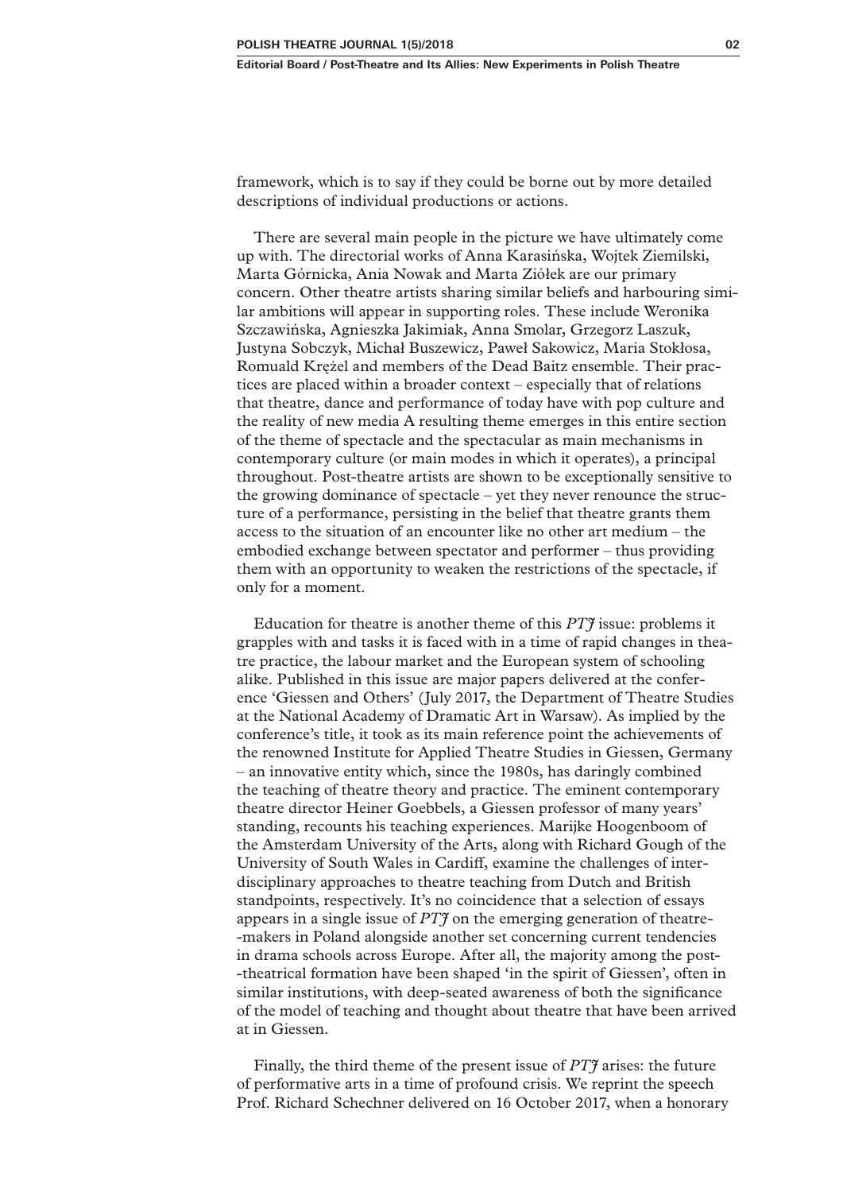framework, which is to say if they could be borne out by more detailed descriptions of individual productions or actions.

There are several main people in the picture we have ultimately come up with. The directorial works of Anna Karasińska, Wojtek Ziemilski, Marta Górnicka, Ania Nowak and Marta Ziółek are our primary concern. Other theatre artists sharing similar beliefs and harbouring similar ambitions will appear in supporting roles. These include Weronika Szczawińska, Agnieszka Jakimiak, Anna Smolar, Grzegorz Laszuk, Justyna Sobczyk, Michał Buszewicz, Paweł Sakowicz, Maria Stokłosa, Romuald Krężel and members of the Dead Baitz ensemble. Their practices are placed within a broader context – especially that of relations that theatre, dance and performance of today have with pop culture and the reality of new media A resulting theme emerges in this entire section of the theme of spectacle and the spectacular as main mechanisms in contemporary culture (or main modes in which it operates), a principal throughout. Post-theatre artists are shown to be exceptionally sensitive to the growing dominance of spectacle – yet they never renounce the structure of a performance, persisting in the belief that theatre grants them access to the situation of an encounter like no other art medium – the embodied exchange between spectator and performer – thus providing them with an opportunity to weaken the restrictions of the spectacle, if only for a moment.

Education for theatre is another theme of this *PTJ* issue: problems it grapples with and tasks it is faced with in a time of rapid changes in theatre practice, the labour market and the European system of schooling alike. Published in this issue are major papers delivered at the conference 'Giessen and Others' (July 2017, the Department of Theatre Studies at the National Academy of Dramatic Art in Warsaw). As implied by the conference's title, it took as its main reference point the achievements of the renowned Institute for Applied Theatre Studies in Giessen, Germany – an innovative entity which, since the 1980s, has daringly combined the teaching of theatre theory and practice. The eminent contemporary theatre director Heiner Goebbels, a Giessen professor of many years' standing, recounts his teaching experiences. Marijke Hoogenboom of the Amsterdam University of the Arts, along with Richard Gough of the University of South Wales in Cardiff, examine the challenges of interdisciplinary approaches to theatre teaching from Dutch and British standpoints, respectively. It's no coincidence that a selection of essays appears in a single issue of *PTJ* on the emerging generation of theatre-makers in Poland alongside another set concerning current tendencies in drama schools across Europe. After all, the majority among the post-theatrical formation have been shaped 'in the spirit of Giessen', often in similar institutions, with deep-seated awareness of both the significance of the model of teaching and thought about theatre that have been arrived at in Giessen.

Finally, the third theme of the present issue of *PTJ* arises: the future of performative arts in a time of profound crisis. We reprint the speech Prof. Richard Schechner delivered on 16 October 2017, when a honorary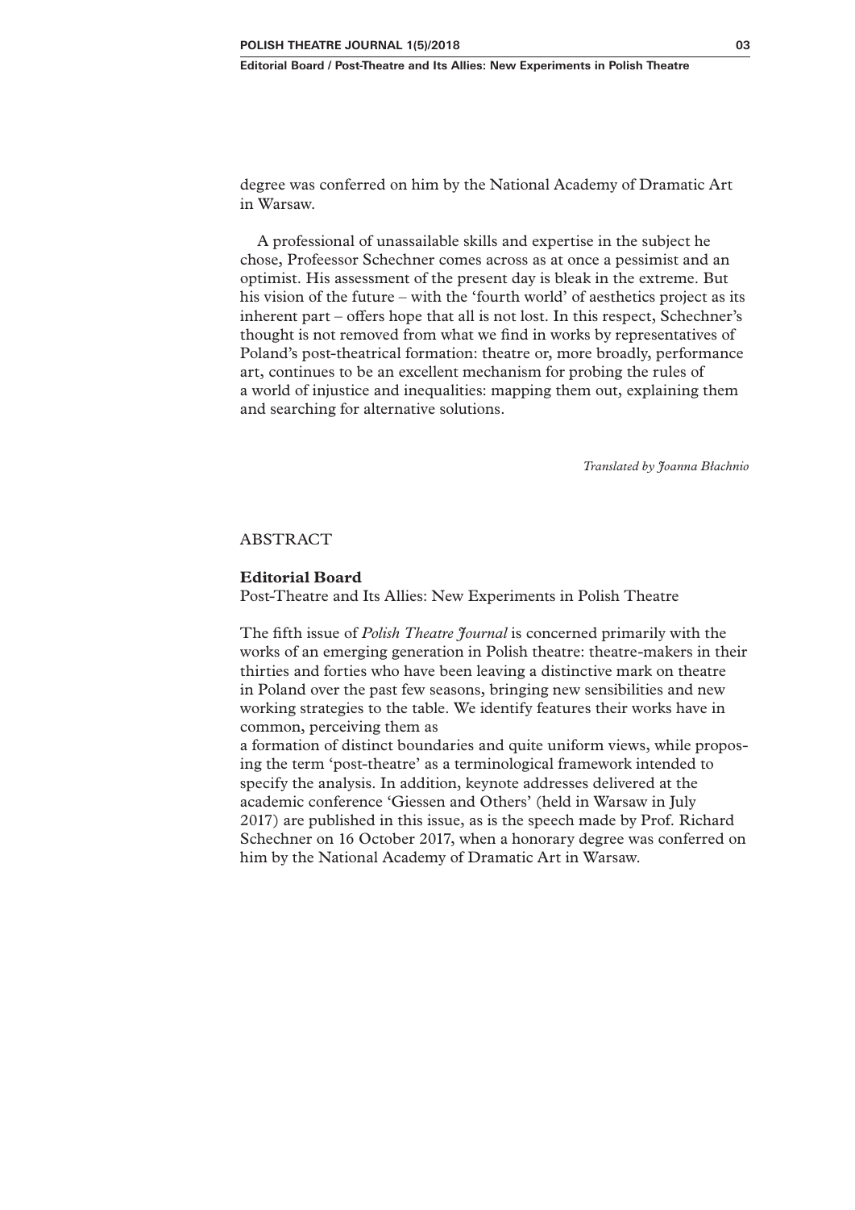degree was conferred on him by the National Academy of Dramatic Art in Warsaw.

A professional of unassailable skills and expertise in the subject he chose, Profeessor Schechner comes across as at once a pessimist and an optimist. His assessment of the present day is bleak in the extreme. But his vision of the future – with the 'fourth world' of aesthetics project as its inherent part – offers hope that all is not lost. In this respect, Schechner's thought is not removed from what we find in works by representatives of Poland's post-theatrical formation: theatre or, more broadly, performance art, continues to be an excellent mechanism for probing the rules of a world of injustice and inequalities: mapping them out, explaining them and searching for alternative solutions.

*Translated by Joanna Błachnio*

## ABSTRACT

**Editorial Board**

Post-Theatre and Its Allies: New Experiments in Polish Theatre

The fifth issue of *Polish Theatre Journal* is concerned primarily with the works of an emerging generation in Polish theatre: theatre-makers in their thirties and forties who have been leaving a distinctive mark on theatre in Poland over the past few seasons, bringing new sensibilities and new working strategies to the table. We identify features their works have in common, perceiving them as a formation of distinct boundaries and quite uniform views, while proposing the term 'post-theatre' as a terminological framework intended to specify the analysis. In addition, keynote addresses delivered at the academic conference 'Giessen and Others' (held in Warsaw in July 2017) are published in this issue, as is the speech made by Prof. Richard Schechner on 16 October 2017, when a honorary degree was conferred on him by the National Academy of Dramatic Art in Warsaw.